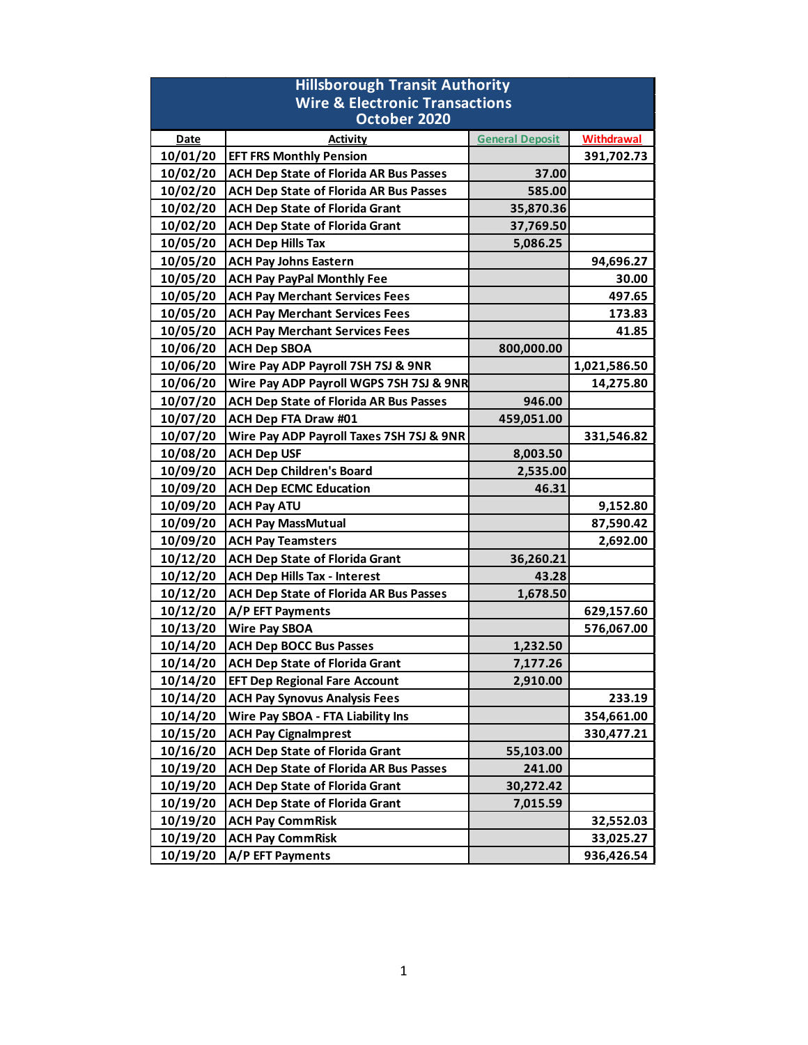# Hillsborough Transit Authority
## Wire & Electronic Transactions
## October 2020

| Date | Activity | General Deposit | Withdrawal |
|---|---|---|---|
| 10/01/20 | EFT FRS Monthly Pension | | 391,702.73 |
| 10/02/20 | ACH Dep State of Florida AR Bus Passes | 37.00 | |
| 10/02/20 | ACH Dep State of Florida AR Bus Passes | 585.00 | |
| 10/02/20 | ACH Dep State of Florida Grant | 35,870.36 | |
| 10/02/20 | ACH Dep State of Florida Grant | 37,769.50 | |
| 10/05/20 | ACH Dep Hills Tax | 5,086.25 | |
| 10/05/20 | ACH Pay Johns Eastern | | 94,696.27 |
| 10/05/20 | ACH Pay PayPal Monthly Fee | | 30.00 |
| 10/05/20 | ACH Pay Merchant Services Fees | | 497.65 |
| 10/05/20 | ACH Pay Merchant Services Fees | | 173.83 |
| 10/05/20 | ACH Pay Merchant Services Fees | | 41.85 |
| 10/06/20 | ACH Dep SBOA | 800,000.00 | |
| 10/06/20 | Wire Pay ADP Payroll 7SH 7SJ & 9NR | | 1,021,586.50 |
| 10/06/20 | Wire Pay ADP Payroll WGPS 7SH 7SJ & 9NR | | 14,275.80 |
| 10/07/20 | ACH Dep State of Florida AR Bus Passes | 946.00 | |
| 10/07/20 | ACH Dep FTA Draw #01 | 459,051.00 | |
| 10/07/20 | Wire Pay ADP Payroll Taxes 7SH 7SJ & 9NR | | 331,546.82 |
| 10/08/20 | ACH Dep USF | 8,003.50 | |
| 10/09/20 | ACH Dep Children's Board | 2,535.00 | |
| 10/09/20 | ACH Dep ECMC Education | 46.31 | |
| 10/09/20 | ACH Pay ATU | | 9,152.80 |
| 10/09/20 | ACH Pay MassMutual | | 87,590.42 |
| 10/09/20 | ACH Pay Teamsters | | 2,692.00 |
| 10/12/20 | ACH Dep State of Florida Grant | 36,260.21 | |
| 10/12/20 | ACH Dep Hills Tax - Interest | 43.28 | |
| 10/12/20 | ACH Dep State of Florida AR Bus Passes | 1,678.50 | |
| 10/12/20 | A/P EFT Payments | | 629,157.60 |
| 10/13/20 | Wire Pay SBOA | | 576,067.00 |
| 10/14/20 | ACH Dep BOCC Bus Passes | 1,232.50 | |
| 10/14/20 | ACH Dep State of Florida Grant | 7,177.26 | |
| 10/14/20 | EFT Dep Regional Fare Account | 2,910.00 | |
| 10/14/20 | ACH Pay Synovus Analysis Fees | | 233.19 |
| 10/14/20 | Wire Pay SBOA - FTA Liability Ins | | 354,661.00 |
| 10/15/20 | ACH Pay CignaImpresst | | 330,477.21 |
| 10/16/20 | ACH Dep State of Florida Grant | 55,103.00 | |
| 10/19/20 | ACH Dep State of Florida AR Bus Passes | 241.00 | |
| 10/19/20 | ACH Dep State of Florida Grant | 30,272.42 | |
| 10/19/20 | ACH Dep State of Florida Grant | 7,015.59 | |
| 10/19/20 | ACH Pay CommRisk | | 32,552.03 |
| 10/19/20 | ACH Pay CommRisk | | 33,025.27 |
| 10/19/20 | A/P EFT Payments | | 936,426.54 |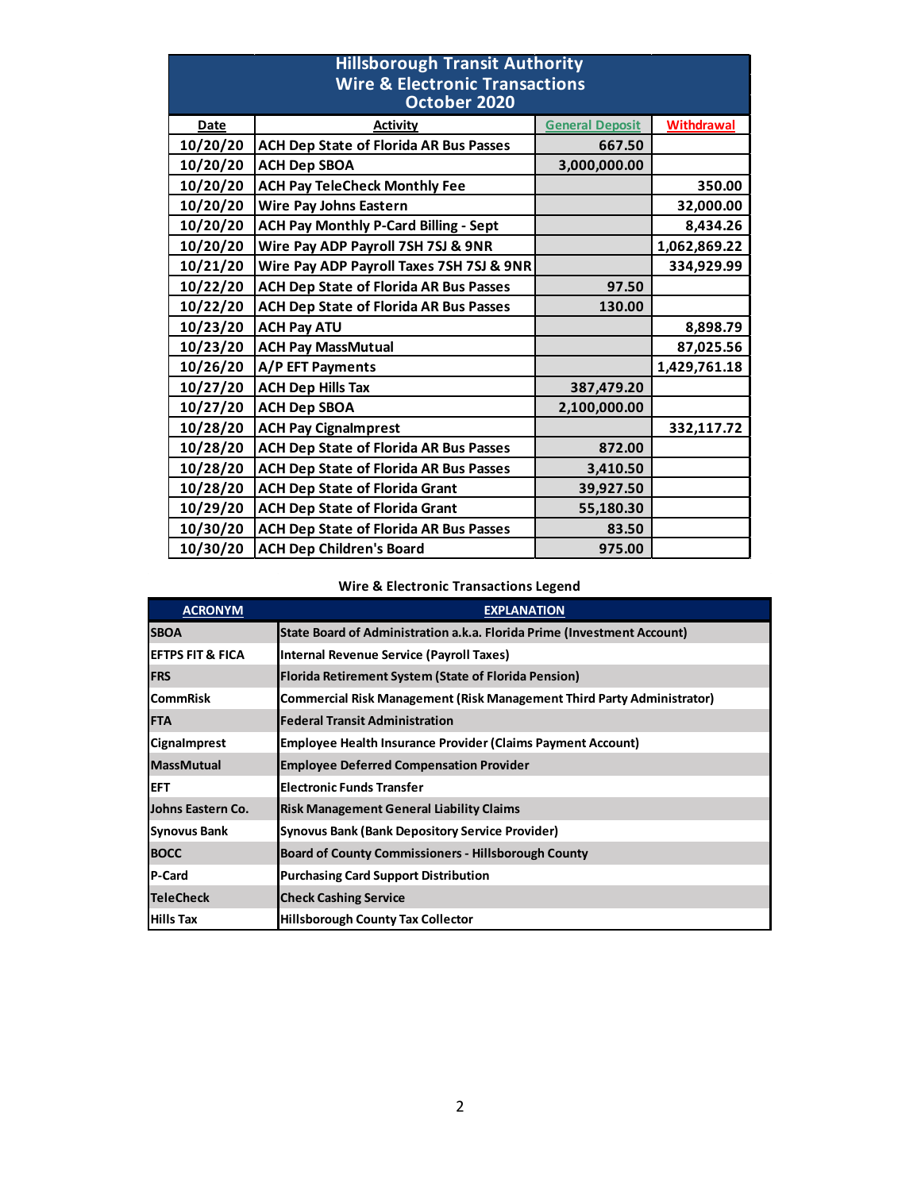# Hillsborough Transit Authority
## Wire & Electronic Transactions
## October 2020

| Date | Activity | General Deposit | Withdrawal |
|---|---|---|---|
| 10/20/20 | ACH Dep State of Florida AR Bus Passes | 667.50 | |
| 10/20/20 | ACH Dep SBOA | 3,000,000.00 | |
| 10/20/20 | ACH Pay TeleCheck Monthly Fee | | 350.00 |
| 10/20/20 | Wire Pay Johns Eastern | | 32,000.00 |
| 10/20/20 | ACH Pay Monthly P-Card Billing - Sept | | 8,434.26 |
| 10/20/20 | Wire Pay ADP Payroll 7SH 7SJ & 9NR | | 1,062,869.22 |
| 10/21/20 | Wire Pay ADP Payroll Taxes 7SH 7SJ & 9NR | | 334,929.99 |
| 10/22/20 | ACH Dep State of Florida AR Bus Passes | 97.50 | |
| 10/22/20 | ACH Dep State of Florida AR Bus Passes | 130.00 | |
| 10/23/20 | ACH Pay ATU | | 8,898.79 |
| 10/23/20 | ACH Pay MassMutual | | 87,025.56 |
| 10/26/20 | A/P EFT Payments | | 1,429,761.18 |
| 10/27/20 | ACH Dep Hills Tax | 387,479.20 | |
| 10/27/20 | ACH Dep SBOA | 2,100,000.00 | |
| 10/28/20 | ACH Pay CignaImprest | | 332,117.72 |
| 10/28/20 | ACH Dep State of Florida AR Bus Passes | 872.00 | |
| 10/28/20 | ACH Dep State of Florida AR Bus Passes | 3,410.50 | |
| 10/28/20 | ACH Dep State of Florida Grant | 39,927.50 | |
| 10/29/20 | ACH Dep State of Florida Grant | 55,180.30 | |
| 10/30/20 | ACH Dep State of Florida AR Bus Passes | 83.50 | |
| 10/30/20 | ACH Dep Children's Board | 975.00 | |

### Wire & Electronic Transactions Legend

| ACRONYM | EXPLANATION |
|---|---|
| SBOA | State Board of Administration a.k.a. Florida Prime (Investment Account) |
| EFTPS FIT & FICA | Internal Revenue Service (Payroll Taxes) |
| FRS | Florida Retirement System (State of Florida Pension) |
| CommRisk | Commercial Risk Management (Risk Management Third Party Administrator) |
| FTA | Federal Transit Administration |
| CignaImprest | Employee Health Insurance Provider (Claims Payment Account) |
| MassMutual | Employee Deferred Compensation Provider |
| EFT | Electronic Funds Transfer |
| Johns Eastern Co. | Risk Management General Liability Claims |
| Synovus Bank | Synovus Bank (Bank Depository Service Provider) |
| BOCC | Board of County Commissioners - Hillsborough County |
| P-Card | Purchasing Card Support Distribution |
| TeleCheck | Check Cashing Service |
| Hills Tax | Hillsborough County Tax Collector |